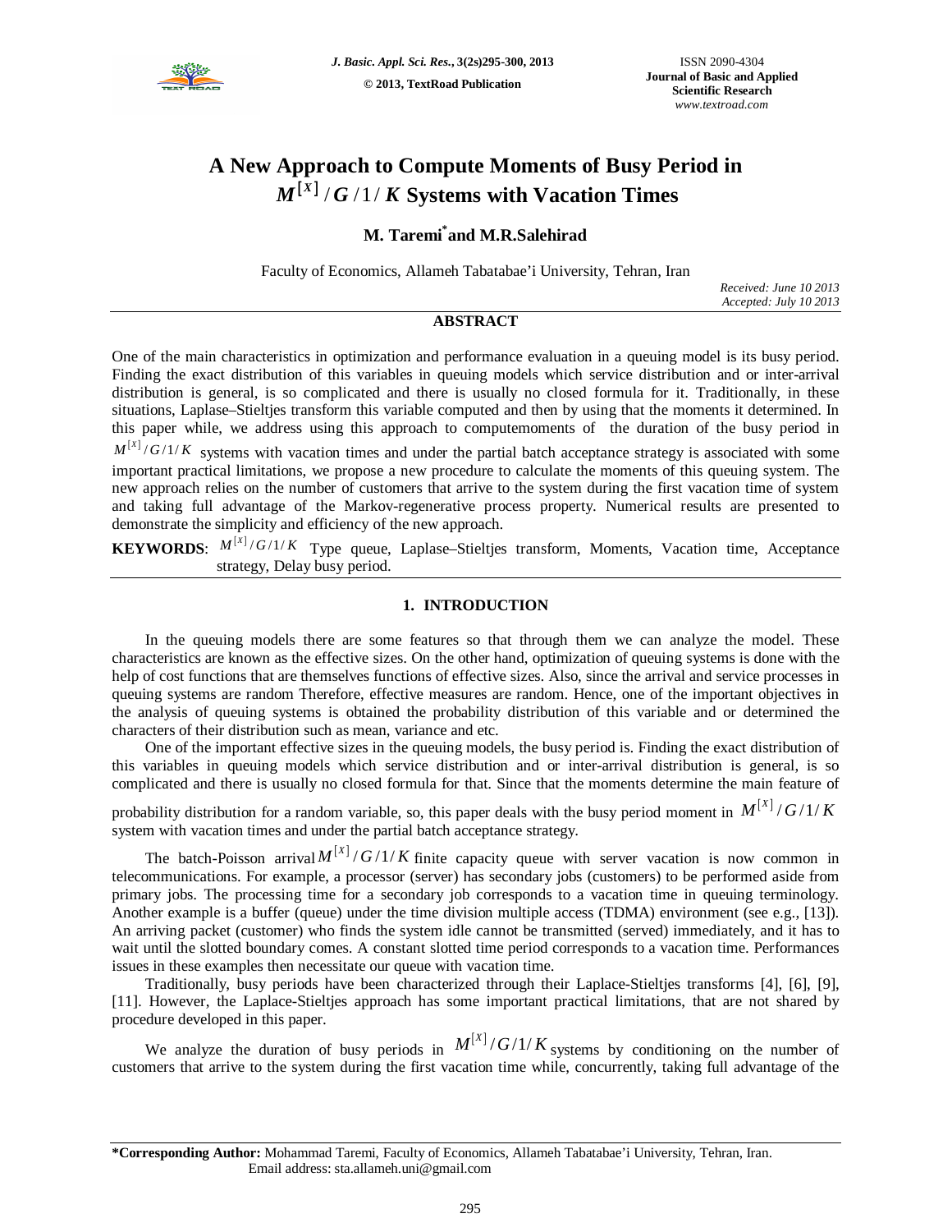# A New Approach to Compute Moments of Busy Period in $M^{[X]}/G/1/K$ Systems with Vacation Times

**M. Taremi*and M.R.Salehirad**

Faculty of Economics, Allameh Tabatabae'i University, Tehran, Iran

*Received: June 10 2013*
*Accepted: July 10 2013*

## ABSTRACT

One of the main characteristics in optimization and performance evaluation in a queuing model is its busy period. Finding the exact distribution of this variables in queuing models which service distribution and or inter-arrival distribution is general, is so complicated and there is usually no closed formula for it. Traditionally, in these situations, Laplase–Stieltjes transform this variable computed and then by using that the moments it determined. In this paper while, we address using this approach to computemoments of the duration of the busy period in $M^{[X]}/G/1/K$ systems with vacation times and under the partial batch acceptance strategy is associated with some important practical limitations, we propose a new procedure to calculate the moments of this queuing system. The new approach relies on the number of customers that arrive to the system during the first vacation time of system and taking full advantage of the Markov-regenerative process property. Numerical results are presented to demonstrate the simplicity and efficiency of the new approach.

**KEYWORDS**: $M^{[X]}/G/1/K$ Type queue, Laplase–Stieltjes transform, Moments, Vacation time, Acceptance strategy, Delay busy period.

## 1. INTRODUCTION

In the queuing models there are some features so that through them we can analyze the model. These characteristics are known as the effective sizes. On the other hand, optimization of queuing systems is done with the help of cost functions that are themselves functions of effective sizes. Also, since the arrival and service processes in queuing systems are random Therefore, effective measures are random. Hence, one of the important objectives in the analysis of queuing systems is obtained the probability distribution of this variable and or determined the characters of their distribution such as mean, variance and etc.

One of the important effective sizes in the queuing models, the busy period is. Finding the exact distribution of this variables in queuing models which service distribution and or inter-arrival distribution is general, is so complicated and there is usually no closed formula for that. Since that the moments determine the main feature of probability distribution for a random variable, so, this paper deals with the busy period moment in $M^{[X]}/G/1/K$ system with vacation times and under the partial batch acceptance strategy.

The batch-Poisson arrival $M^{[X]}/G/1/K$ finite capacity queue with server vacation is now common in telecommunications. For example, a processor (server) has secondary jobs (customers) to be performed aside from primary jobs. The processing time for a secondary job corresponds to a vacation time in queuing terminology. Another example is a buffer (queue) under the time division multiple access (TDMA) environment (see e.g., [13]). An arriving packet (customer) who finds the system idle cannot be transmitted (served) immediately, and it has to wait until the slotted boundary comes. A constant slotted time period corresponds to a vacation time. Performances issues in these examples then necessitate our queue with vacation time.

Traditionally, busy periods have been characterized through their Laplace-Stieltjes transforms [4], [6], [9], [11]. However, the Laplace-Stieltjes approach has some important practical limitations, that are not shared by procedure developed in this paper.

We analyze the duration of busy periods in $M^{[X]}/G/1/K$ systems by conditioning on the number of customers that arrive to the system during the first vacation time while, concurrently, taking full advantage of the

---

***Corresponding Author:** Mohammad Taremi, Faculty of Economics, Allameh Tabatabae'i University, Tehran, Iran. Email address: sta.allameh.uni@gmail.com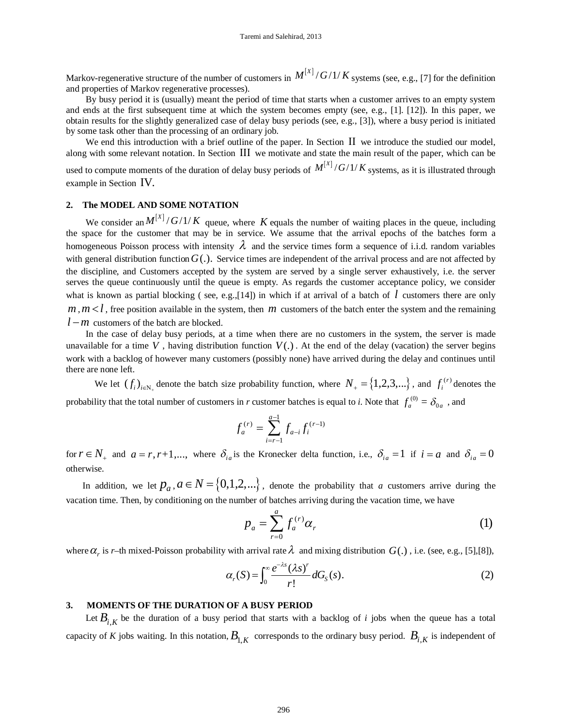Markov-regenerative structure of the number of customers in $M^{[X]}/G/1/K$ systems (see, e.g., [7] for the definition and properties of Markov regenerative processes).

By busy period it is (usually) meant the period of time that starts when a customer arrives to an empty system and ends at the first subsequent time at which the system becomes empty (see, e.g., [1]. [12]). In this paper, we obtain results for the slightly generalized case of delay busy periods (see, e.g., [3]), where a busy period is initiated by some task other than the processing of an ordinary job.

We end this introduction with a brief outline of the paper. In Section II we introduce the studied our model, along with some relevant notation. In Section III we motivate and state the main result of the paper, which can be used to compute moments of the duration of delay busy periods of $M^{[X]}/G/1/K$ systems, as it is illustrated through example in Section IV.

## 2. The MODEL AND SOME NOTATION

We consider an $M^{[X]}/G/1/K$ queue, where $K$ equals the number of waiting places in the queue, including the space for the customer that may be in service. We assume that the arrival epochs of the batches form a homogeneous Poisson process with intensity $\lambda$ and the service times form a sequence of i.i.d. random variables with general distribution function $G(.)$. Service times are independent of the arrival process and are not affected by the discipline, and Customers accepted by the system are served by a single server exhaustively, i.e. the server serves the queue continuously until the queue is empty. As regards the customer acceptance policy, we consider what is known as partial blocking ( see, e.g.,[14]) in which if at arrival of a batch of $l$ customers there are only $m, m<l$, free position available in the system, then $m$ customers of the batch enter the system and the remaining $l-m$ customers of the batch are blocked.

In the case of delay busy periods, at a time when there are no customers in the system, the server is made unavailable for a time $V$, having distribution function $V(.)$. At the end of the delay (vacation) the server begins work with a backlog of however many customers (possibly none) have arrived during the delay and continues until there are none left.

We let $(f_i)_{i\in N_+}$ denote the batch size probability function, where $N_+=\{1,2,3,...\}$, and $f_i^{(r)}$ denotes the probability that the total number of customers in *r* customer batches is equal to *i*. Note that $f_a^{(0)}=\delta_{0a}$, and

$$f_a^{(r)}=\sum_{i=r-1}^{a-1} f_{a-i}\, f_i^{(r-1)}$$

for $r\in N_+$ and $a=r,r+1,...,$ where $\delta_{ia}$ is the Kronecker delta function, i.e., $\delta_{ia}=1$ if $i=a$ and $\delta_{ia}=0$ otherwise.

In addition, we let $p_a, a\in N=\{0,1,2,...\}$, denote the probability that *a* customers arrive during the vacation time. Then, by conditioning on the number of batches arriving during the vacation time, we have

$$p_a=\sum_{r=0}^{a} f_a^{(r)}\alpha_r \tag{1}$$

where $\alpha_r$ is *r*–th mixed-Poisson probability with arrival rate $\lambda$ and mixing distribution $G(.)$, i.e. (see, e.g., [5],[8]),

$$\alpha_r(S)=\int_0^{\infty}\frac{e^{-\lambda s}(\lambda s)^r}{r!}\,dG_S(s). \tag{2}$$

## 3. MOMENTS OF THE DURATION OF A BUSY PERIOD

Let $B_{i,K}$ be the duration of a busy period that starts with a backlog of *i* jobs when the queue has a total capacity of *K* jobs waiting. In this notation, $B_{1,K}$ corresponds to the ordinary busy period. $B_{i,K}$ is independent of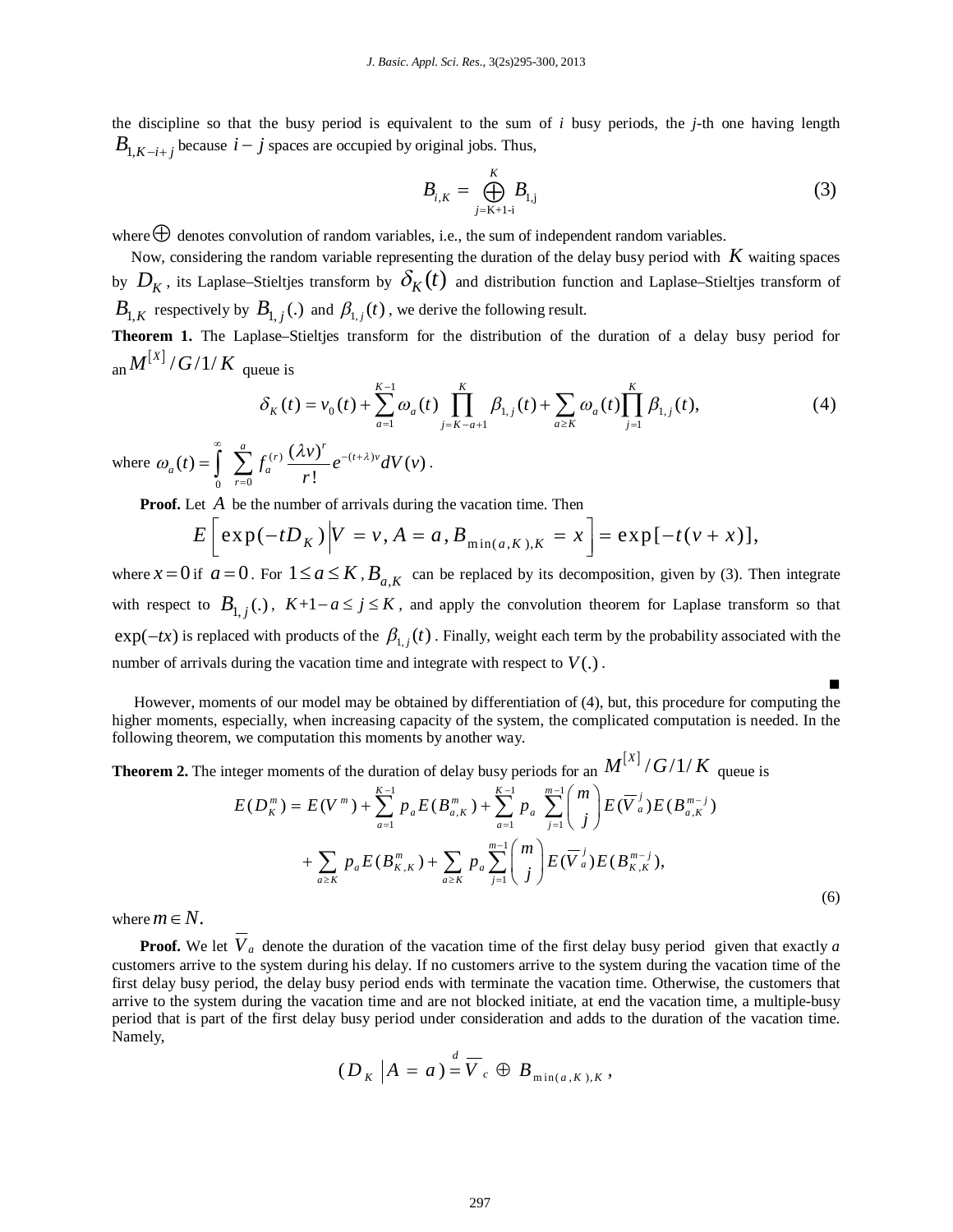the discipline so that the busy period is equivalent to the sum of *i* busy periods, the *j*-th one having length $B_{1,K-i+j}$ because $i-j$ spaces are occupied by original jobs. Thus,

$$B_{i,K} = \bigoplus_{j=\mathrm{K+1\text{-}i}}^{K} B_{1,\mathrm{j}} \tag{3}$$

where $\oplus$ denotes convolution of random variables, i.e., the sum of independent random variables.

Now, considering the random variable representing the duration of the delay busy period with $K$ waiting spaces by $D_K$, its Laplase–Stieltjes transform by $\delta_K(t)$ and distribution function and Laplase–Stieltjes transform of $B_{1,K}$ respectively by $B_{1,j}(.)$ and $\beta_{1,j}(t)$, we derive the following result.

**Theorem 1.** The Laplase–Stieltjes transform for the distribution of the duration of a delay busy period for an $M^{[X]}/G/1/K$ queue is

$$\delta_K(t) = v_0(t) + \sum_{a=1}^{K-1} \omega_a(t) \prod_{j=K-a+1}^{K} \beta_{1,j}(t) + \sum_{a \geq K} \omega_a(t) \prod_{j=1}^{K} \beta_{1,j}(t), \tag{4}$$

where $\omega_a(t) = \int_0^\infty \sum_{r=0}^{a} f_a^{(r)} \frac{(\lambda v)^r}{r!} e^{-(t+\lambda)v} dV(v)$.

**Proof.** Let $A$ be the number of arrivals during the vacation time. Then

$$E\left[\exp(-tD_K) \middle| V = v, A = a, B_{\min(a,K),K} = x\right] = \exp[-t(v+x)],$$

where $x=0$ if $a=0$. For $1 \leq a \leq K$, $B_{a,K}$ can be replaced by its decomposition, given by (3). Then integrate with respect to $B_{1,j}(.)$, $K+1-a \leq j \leq K$, and apply the convolution theorem for Laplace transform so that $\exp(-tx)$ is replaced with products of the $\beta_{1,j}(t)$. Finally, weight each term by the probability associated with the number of arrivals during the vacation time and integrate with respect to $V(.)$.

■

However, moments of our model may be obtained by differentiation of (4), but, this procedure for computing the higher moments, especially, when increasing capacity of the system, the complicated computation is needed. In the following theorem, we computation this moments by another way.

**Theorem 2.** The integer moments of the duration of delay busy periods for an $M^{[X]}/G/1/K$ queue is

$$E(D_K^m) = E(V^m) + \sum_{a=1}^{K-1} p_a E(B_{a,K}^m) + \sum_{a=1}^{K-1} p_a \sum_{j=1}^{m-1} \binom{m}{j} E(\overline{V}_a^{\,j}) E(B_{a,K}^{m-j})$$
$$+ \sum_{a \geq K} p_a E(B_{K,K}^m) + \sum_{a \geq K} p_a \sum_{j=1}^{m-1} \binom{m}{j} E(\overline{V}_a^{\,j}) E(B_{K,K}^{m-j}), \tag{6}$$

where $m \in N$.

**Proof.** We let $\overline{V}_a$ denote the duration of the vacation time of the first delay busy period given that exactly *a* customers arrive to the system during his delay. If no customers arrive to the system during the vacation time of the first delay busy period, the delay busy period ends with terminate the vacation time. Otherwise, the customers that arrive to the system during the vacation time and are not blocked initiate, at end the vacation time, a multiple-busy period that is part of the first delay busy period under consideration and adds to the duration of the vacation time. Namely,

$$(D_K \mid A = a) \overset{d}{=} \overline{V}_c \oplus B_{\min(a,K),K},$$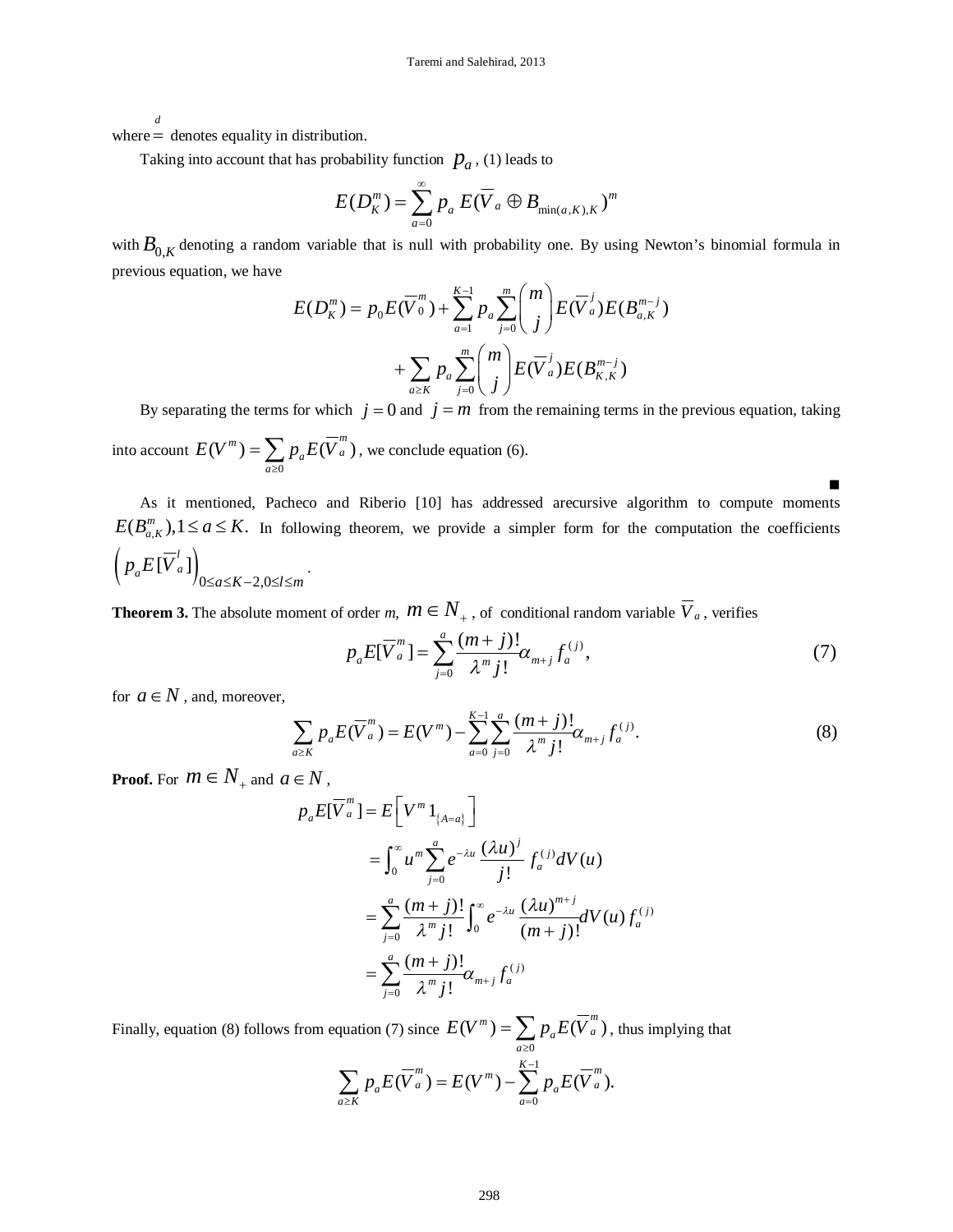where $\overset{d}{=}$ denotes equality in distribution.

Taking into account that has probability function $p_a$, (1) leads to

$$E(D_K^m) = \sum_{a=0}^{\infty} p_a \, E(\overline{V}_a \oplus B_{\min(a,K),K})^m$$

with $B_{0,K}$ denoting a random variable that is null with probability one. By using Newton's binomial formula in previous equation, we have

$$E(D_K^m) = p_0 E(\overline{V}_0^m) + \sum_{a=1}^{K-1} p_a \sum_{j=0}^{m} \binom{m}{j} E(\overline{V}_a^j) E(B_{a,K}^{m-j})$$
$$+ \sum_{a \geq K} p_a \sum_{j=0}^{m} \binom{m}{j} E(\overline{V}_a^j) E(B_{K,K}^{m-j})$$

By separating the terms for which $j = 0$ and $j = m$ from the remaining terms in the previous equation, taking into account $E(V^m) = \sum_{a \geq 0} p_a E(\overline{V}_a^m)$, we conclude equation (6).

■

As it mentioned, Pacheco and Riberio [10] has addressed arecursive algorithm to compute moments $E(B_{a,K}^m), 1 \leq a \leq K.$ In following theorem, we provide a simpler form for the computation the coefficients $\left( p_a E[\overline{V}_a^l] \right)_{0 \leq a \leq K-2, 0 \leq l \leq m}$.

**Theorem 3.** The absolute moment of order *m*, $m \in N_+$, of conditional random variable $\overline{V}_a$, verifies

$$p_a E[\overline{V}_a^m] = \sum_{j=0}^{a} \frac{(m+j)!}{\lambda^m j!} \alpha_{m+j} f_a^{(j)}, \tag{7}$$

for $a \in N$, and, moreover,

$$\sum_{a \geq K} p_a E(\overline{V}_a^m) = E(V^m) - \sum_{a=0}^{K-1} \sum_{j=0}^{a} \frac{(m+j)!}{\lambda^m j!} \alpha_{m+j} f_a^{(j)}. \tag{8}$$

**Proof.** For $m \in N_+$ and $a \in N$,

$$\begin{aligned}
p_a E[\overline{V}_a^m] &= E\left[ V^m 1_{\{A=a\}} \right] \\
&= \int_0^{\infty} u^m \sum_{j=0}^{a} e^{-\lambda u} \frac{(\lambda u)^j}{j!} f_a^{(j)} dV(u) \\
&= \sum_{j=0}^{a} \frac{(m+j)!}{\lambda^m j!} \int_0^{\infty} e^{-\lambda u} \frac{(\lambda u)^{m+j}}{(m+j)!} dV(u) \, f_a^{(j)} \\
&= \sum_{j=0}^{a} \frac{(m+j)!}{\lambda^m j!} \alpha_{m+j} f_a^{(j)}
\end{aligned}$$

Finally, equation (8) follows from equation (7) since $E(V^m) = \sum_{a \geq 0} p_a E(\overline{V}_a^m)$, thus implying that

$$\sum_{a \geq K} p_a E(\overline{V}_a^m) = E(V^m) - \sum_{a=0}^{K-1} p_a E(\overline{V}_a^m).$$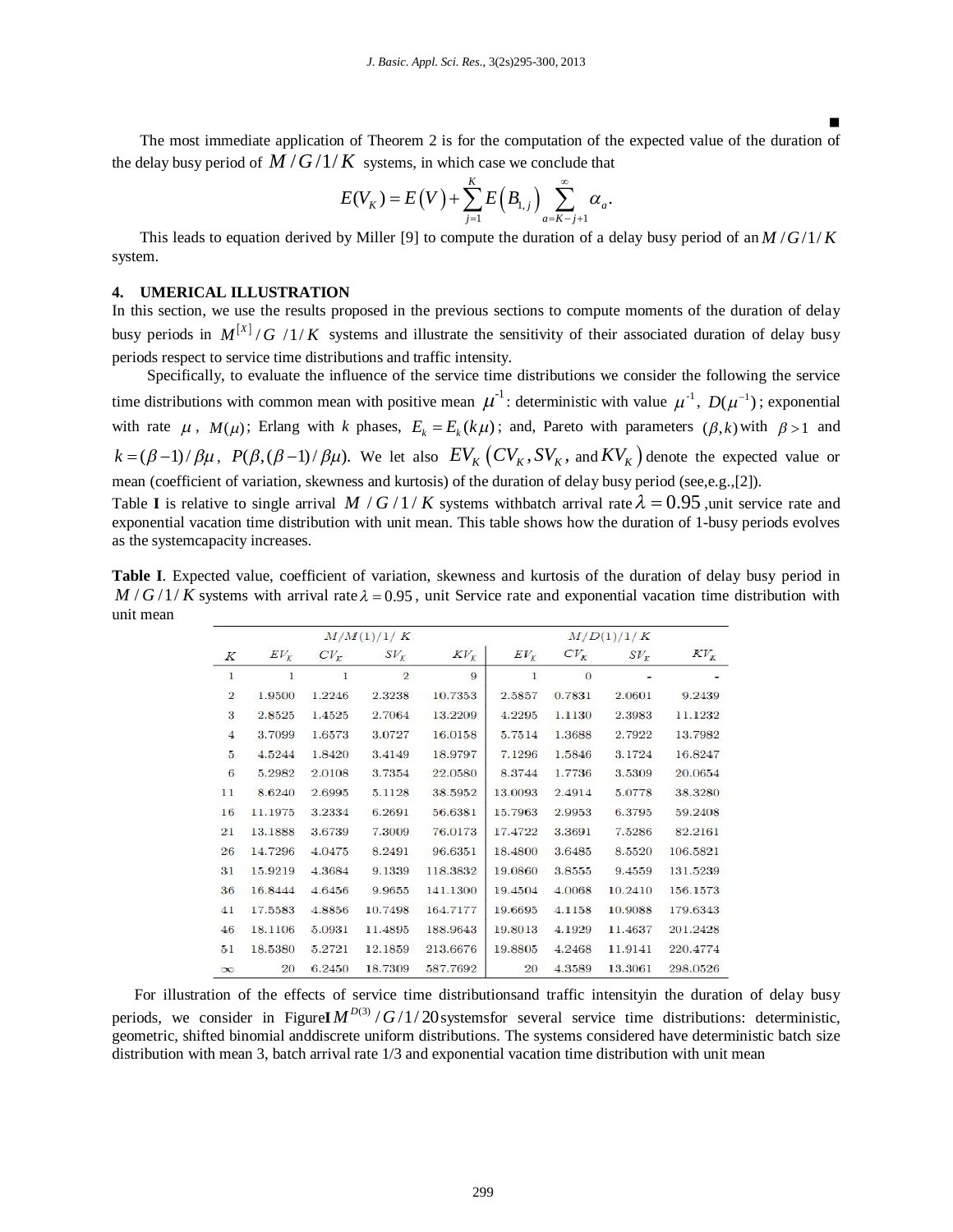■

The most immediate application of Theorem 2 is for the computation of the expected value of the duration of the delay busy period of $M/G/1/K$ systems, in which case we conclude that

$$E(V_K) = E(V) + \sum_{j=1}^{K} E\left(B_{1,j}\right) \sum_{a=K-j+1}^{\infty} \alpha_a.$$

This leads to equation derived by Miller [9] to compute the duration of a delay busy period of an $M/G/1/K$ system.

## 4. UMERICAL ILLUSTRATION

In this section, we use the results proposed in the previous sections to compute moments of the duration of delay busy periods in $M^{[X]}/G\ /1/K$ systems and illustrate the sensitivity of their associated duration of delay busy periods respect to service time distributions and traffic intensity.

Specifically, to evaluate the influence of the service time distributions we consider the following the service time distributions with common mean with positive mean $\mu^{-1}$: deterministic with value $\mu^{-1}$, $D(\mu^{-1})$; exponential with rate $\mu$, $M(\mu)$; Erlang with $k$ phases, $E_k = E_k(k\mu)$; and, Pareto with parameters $(\beta, k)$ with $\beta > 1$ and $k = (\beta-1)/\beta\mu$, $P(\beta,(\beta-1)/\beta\mu)$. We let also $EV_K\left(CV_K, SV_K, \text{ and } KV_K\right)$ denote the expected value or mean (coefficient of variation, skewness and kurtosis) of the duration of delay busy period (see,e.g.,[2]).

Table **I** is relative to single arrival $M\ /G/1/K$ systems withbatch arrival rate $\lambda = 0.95$ ,unit service rate and exponential vacation time distribution with unit mean. This table shows how the duration of 1-busy periods evolves as the systemcapacity increases.

**Table I**. Expected value, coefficient of variation, skewness and kurtosis of the duration of delay busy period in $M/G/1/K$ systems with arrival rate $\lambda = 0.95$, unit Service rate and exponential vacation time distribution with unit mean

| | $M/M(1)/1/K$ | | | | $M/D(1)/1/K$ | | | |
|---|---|---|---|---|---|---|---|---|
| $K$ | $EV_K$ | $CV_K$ | $SV_K$ | $KV_K$ | $EV_K$ | $CV_K$ | $SV_K$ | $KV_K$ |
| 1 | 1 | 1 | 2 | 9 | 1 | 0 | - | - |
| 2 | 1.9500 | 1.2246 | 2.3238 | 10.7353 | 2.5857 | 0.7831 | 2.0601 | 9.2439 |
| 3 | 2.8525 | 1.4525 | 2.7064 | 13.2209 | 4.2295 | 1.1130 | 2.3983 | 11.1232 |
| 4 | 3.7099 | 1.6573 | 3.0727 | 16.0158 | 5.7514 | 1.3688 | 2.7922 | 13.7982 |
| 5 | 4.5244 | 1.8420 | 3.4149 | 18.9797 | 7.1296 | 1.5846 | 3.1724 | 16.8247 |
| 6 | 5.2982 | 2.0108 | 3.7354 | 22.0580 | 8.3744 | 1.7736 | 3.5309 | 20.0654 |
| 11 | 8.6240 | 2.6995 | 5.1128 | 38.5952 | 13.0093 | 2.4914 | 5.0778 | 38.3280 |
| 16 | 11.1975 | 3.2334 | 6.2691 | 56.6381 | 15.7963 | 2.9953 | 6.3795 | 59.2408 |
| 21 | 13.1888 | 3.6739 | 7.3009 | 76.0173 | 17.4722 | 3.3691 | 7.5286 | 82.2161 |
| 26 | 14.7296 | 4.0475 | 8.2491 | 96.6351 | 18.4800 | 3.6485 | 8.5520 | 106.5821 |
| 31 | 15.9219 | 4.3684 | 9.1339 | 118.3832 | 19.0860 | 3.8555 | 9.4559 | 131.5239 |
| 36 | 16.8444 | 4.6456 | 9.9655 | 141.1300 | 19.4504 | 4.0068 | 10.2410 | 156.1573 |
| 41 | 17.5583 | 4.8856 | 10.7498 | 164.7177 | 19.6695 | 4.1158 | 10.9088 | 179.6343 |
| 46 | 18.1106 | 5.0931 | 11.4895 | 188.9643 | 19.8013 | 4.1929 | 11.4637 | 201.2428 |
| 51 | 18.5380 | 5.2721 | 12.1859 | 213.6676 | 19.8805 | 4.2468 | 11.9141 | 220.4774 |
| $\infty$ | 20 | 6.2450 | 18.7309 | 587.7692 | 20 | 4.3589 | 13.3061 | 298.0526 |

For illustration of the effects of service time distributionsand traffic intensityin the duration of delay busy periods, we consider in Figure**I** $M^{D(3)}/G/1/20$systemsfor several service time distributions: deterministic, geometric, shifted binomial anddiscrete uniform distributions. The systems considered have deterministic batch size distribution with mean 3, batch arrival rate 1/3 and exponential vacation time distribution with unit mean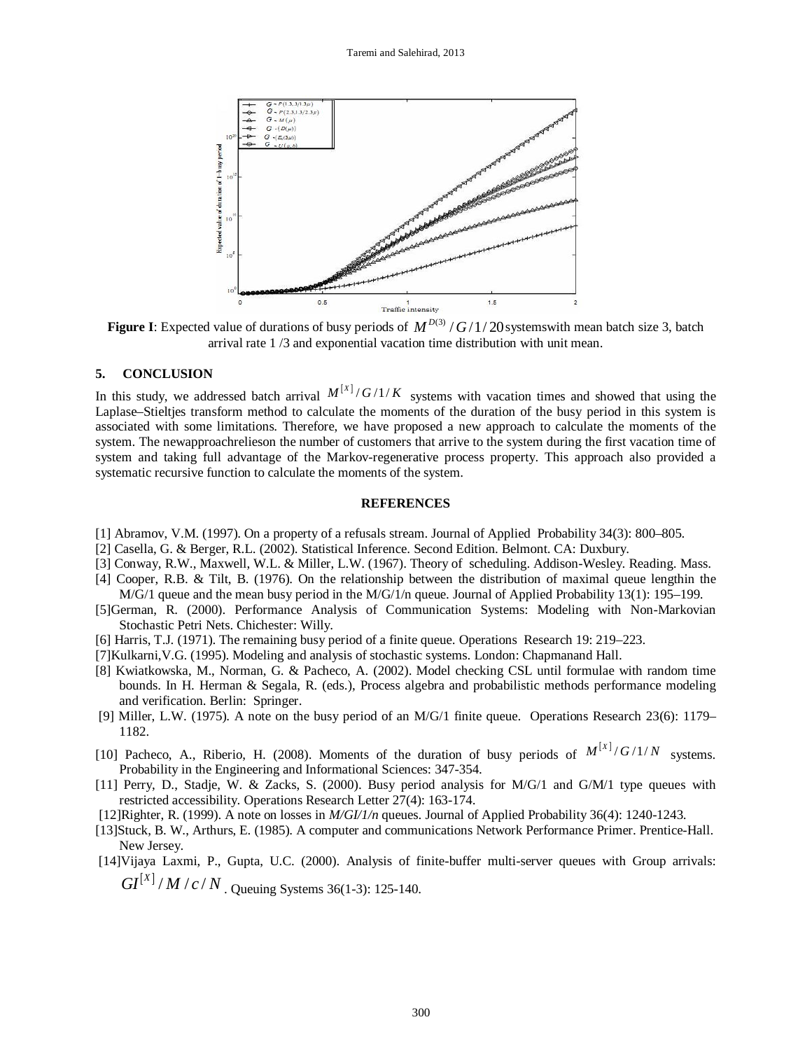$G \sim P(1.3, 3/1.3\mu)$
$G \sim P(2.3, 1.3/2.3\mu)$
$G \sim M(\mu)$
$G \sim (D(\mu))$
$G \sim (E_3(3\mu))$
$G \sim U(a, b)$

$10^{20}$
$10^{15}$
$10^{10}$
$10^{5}$
$10^{0}$

Expected value of duration of 1-busy period

0 0.5 1 1.5 2

Traffic intensity

**Figure I**: Expected value of durations of busy periods of $M^{D(3)}/G/1/20$ systemswith mean batch size 3, batch arrival rate 1 /3 and exponential vacation time distribution with unit mean.

## 5. CONCLUSION

In this study, we addressed batch arrival $M^{[X]}/G/1/K$ systems with vacation times and showed that using the Laplase–Stieltjes transform method to calculate the moments of the duration of the busy period in this system is associated with some limitations. Therefore, we have proposed a new approach to calculate the moments of the system. The newapproachrelieson the number of customers that arrive to the system during the first vacation time of system and taking full advantage of the Markov-regenerative process property. This approach also provided a systematic recursive function to calculate the moments of the system.

## REFERENCES

[1] Abramov, V.M. (1997). On a property of a refusals stream. Journal of Applied Probability 34(3): 800–805.

[2] Casella, G. & Berger, R.L. (2002). Statistical Inference. Second Edition. Belmont. CA: Duxbury.

[3] Conway, R.W., Maxwell, W.L. & Miller, L.W. (1967). Theory of scheduling. Addison-Wesley. Reading. Mass.

[4] Cooper, R.B. & Tilt, B. (1976). On the relationship between the distribution of maximal queue lengthin the M/G/1 queue and the mean busy period in the M/G/1/n queue. Journal of Applied Probability 13(1): 195–199.

[5]German, R. (2000). Performance Analysis of Communication Systems: Modeling with Non-Markovian Stochastic Petri Nets. Chichester: Willy.

[6] Harris, T.J. (1971). The remaining busy period of a finite queue. Operations Research 19: 219–223.

[7]Kulkarni,V.G. (1995). Modeling and analysis of stochastic systems. London: Chapmanand Hall.

[8] Kwiatkowska, M., Norman, G. & Pacheco, A. (2002). Model checking CSL until formulae with random time bounds. In H. Herman & Segala, R. (eds.), Process algebra and probabilistic methods performance modeling and verification. Berlin: Springer.

[9] Miller, L.W. (1975). A note on the busy period of an M/G/1 finite queue. Operations Research 23(6): 1179–1182.

[10] Pacheco, A., Riberio, H. (2008). Moments of the duration of busy periods of $M^{[X]}/G/1/N$ systems. Probability in the Engineering and Informational Sciences: 347-354.

[11] Perry, D., Stadje, W. & Zacks, S. (2000). Busy period analysis for M/G/1 and G/M/1 type queues with restricted accessibility. Operations Research Letter 27(4): 163-174.

[12]Righter, R. (1999). A note on losses in *M/GI/1/n* queues. Journal of Applied Probability 36(4): 1240-1243.

[13]Stuck, B. W., Arthurs, E. (1985). A computer and communications Network Performance Primer. Prentice-Hall. New Jersey.

[14]Vijaya Laxmi, P., Gupta, U.C. (2000). Analysis of finite-buffer multi-server queues with Group arrivals: $GI^{[X]}/M/c/N$. Queuing Systems 36(1-3): 125-140.